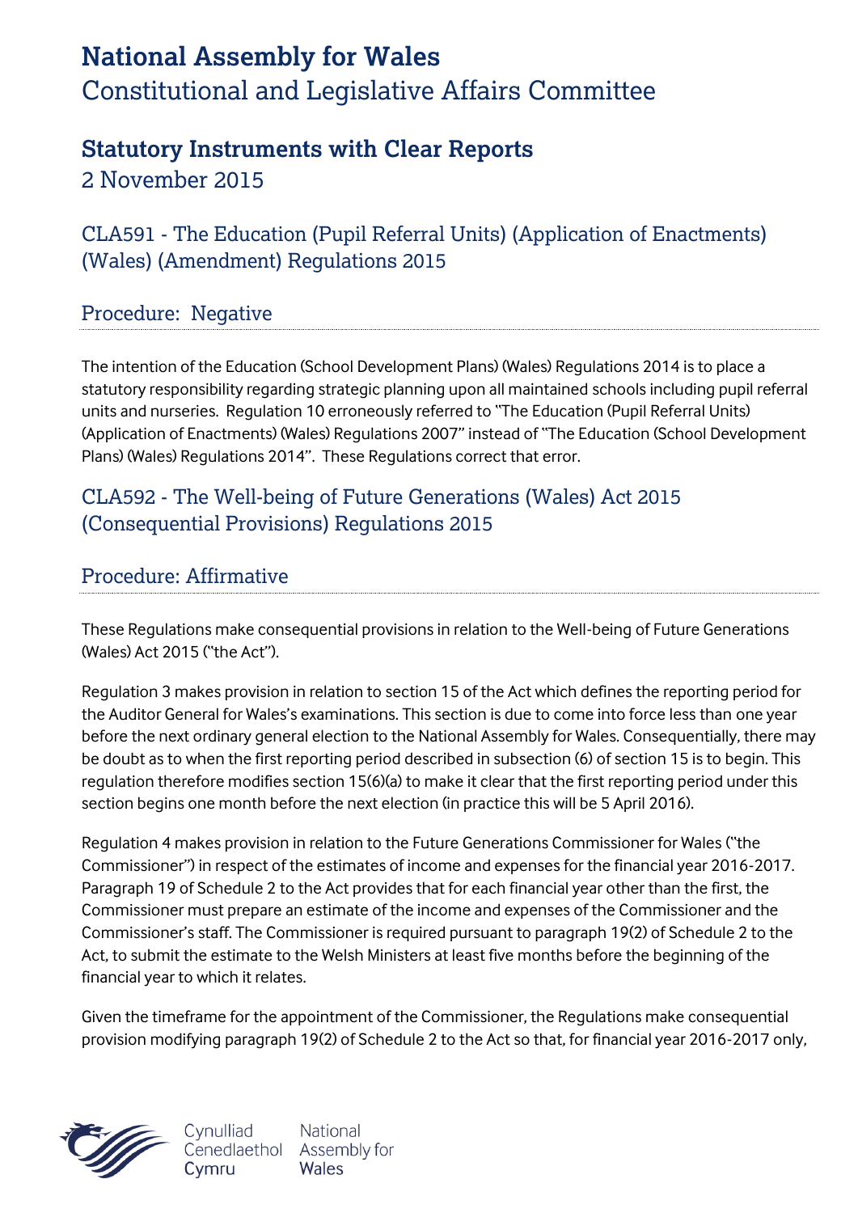# National Assembly for Wales

Constitutional and Legislative Affairs Committee

## Statutory Instruments with Clear Reports

2 November 2015

### CLA591 - The Education (Pupil Referral Units) (Application of Enactments) (Wales) (Amendment) Regulations 2015

#### Procedure: Negative

The intention of the Education (School Development Plans) (Wales) Regulations 2014 is to place a statutory responsibility regarding strategic planning upon all maintained schools including pupil referral units and nurseries. Regulation 10 erroneously referred to "The Education (Pupil Referral Units) (Application of Enactments) (Wales) Regulations 2007" instead of "The Education (School Development Plans) (Wales) Regulations 2014". These Regulations correct that error.

### CLA592 - The Well-being of Future Generations (Wales) Act 2015 (Consequential Provisions) Regulations 2015

#### Procedure: Affirmative

These Regulations make consequential provisions in relation to the Well-being of Future Generations (Wales) Act 2015 ("the Act").

Regulation 3 makes provision in relation to section 15 of the Act which defines the reporting period for the Auditor General for Wales's examinations. This section is due to come into force less than one year before the next ordinary general election to the National Assembly for Wales. Consequentially, there may be doubt as to when the first reporting period described in subsection (6) of section 15 is to begin. This regulation therefore modifies section 15(6)(a) to make it clear that the first reporting period under this section begins one month before the next election (in practice this will be 5 April 2016).

Regulation 4 makes provision in relation to the Future Generations Commissioner for Wales ("the Commissioner") in respect of the estimates of income and expenses for the financial year 2016-2017. Paragraph 19 of Schedule 2 to the Act provides that for each financial year other than the first, the Commissioner must prepare an estimate of the income and expenses of the Commissioner and the Commissioner's staff. The Commissioner is required pursuant to paragraph 19(2) of Schedule 2 to the Act, to submit the estimate to the Welsh Ministers at least five months before the beginning of the financial year to which it relates.

Given the timeframe for the appointment of the Commissioner, the Regulations make consequential provision modifying paragraph 19(2) of Schedule 2 to the Act so that, for financial year 2016-2017 only,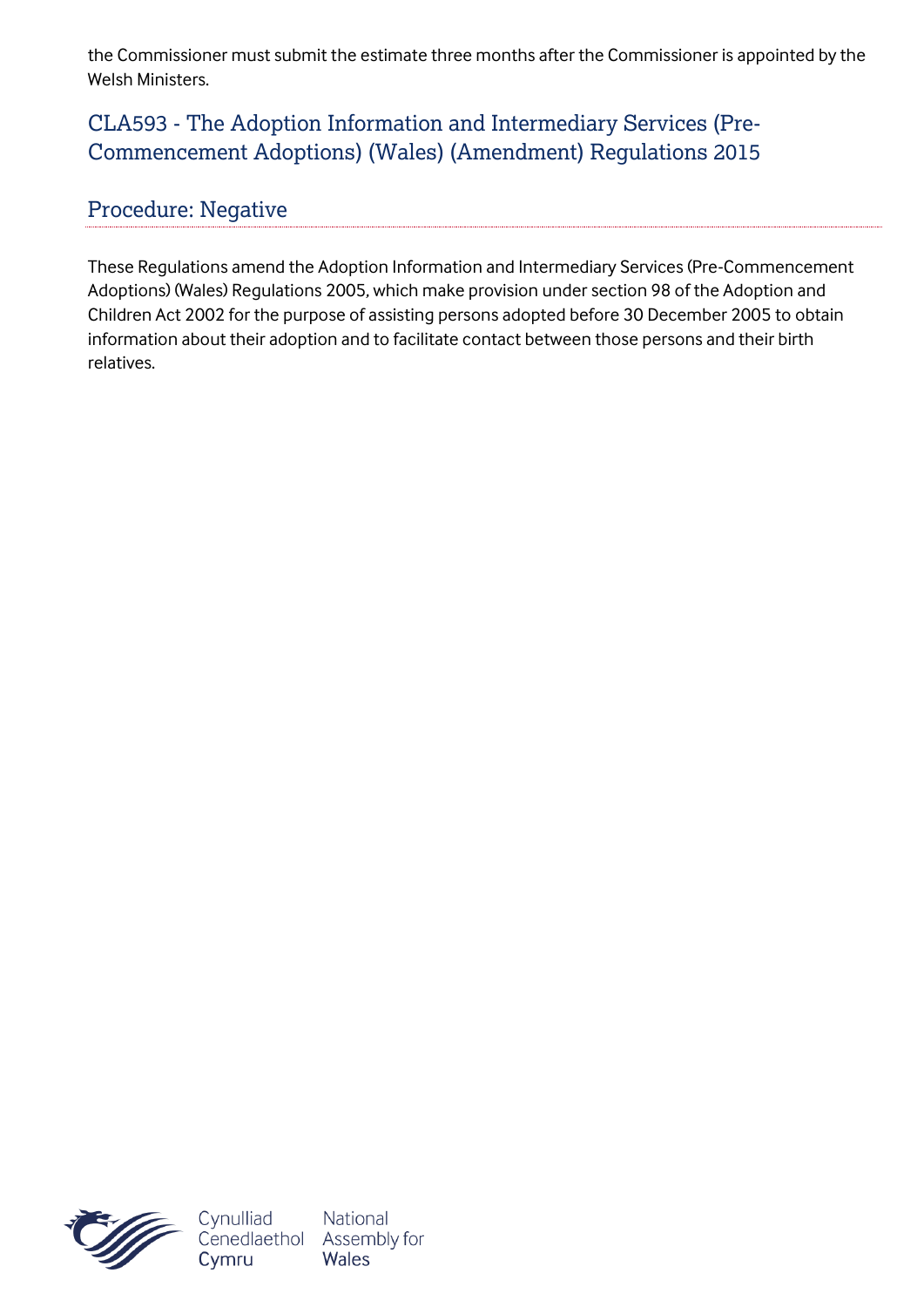the Commissioner must submit the estimate three months after the Commissioner is appointed by the Welsh Ministers.

## CLA593 - The Adoption Information and Intermediary Services (Pre-Commencement Adoptions) (Wales) (Amendment) Regulations 2015

## Procedure: Negative

These Regulations amend the Adoption Information and Intermediary Services (Pre-Commencement Adoptions) (Wales) Regulations 2005, which make provision under section 98 of the Adoption and Children Act 2002 for the purpose of assisting persons adopted before 30 December 2005 to obtain information about their adoption and to facilitate contact between those persons and their birth relatives.